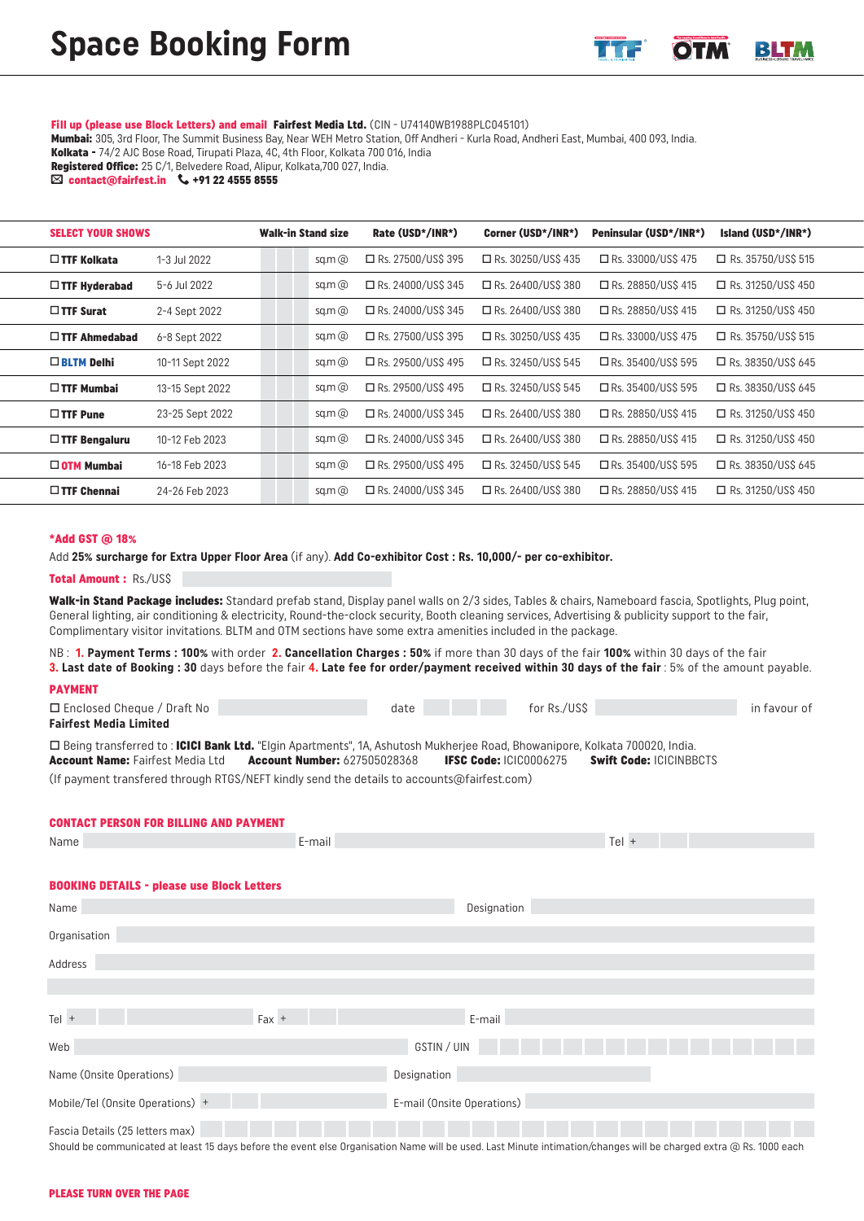# Space Booking Form

**Fill up (please use Block Letters) and email Fairfest Media Ltd.** (CIN - U74140WB1988PLC045101)
**Mumbai:** 305, 3rd Floor, The Summit Business Bay, Near WEH Metro Station, Off Andheri - Kurla Road, Andheri East, Mumbai, 400 093, India.
**Kolkata -** 74/2 AJC Bose Road, Tirupati Plaza, 4C, 4th Floor, Kolkata 700 016, India
**Registered Office:** 25 C/1, Belvedere Road, Alipur, Kolkata,700 027, India.
✉ **contact@fairfest.in** 📞 **+91 22 4555 8555**

| SELECT YOUR SHOWS | | Walk-in Stand size | Rate (USD*/INR*) | Corner (USD*/INR*) | Peninsular (USD*/INR*) | Island (USD*/INR*) |
|---|---|---|---|---|---|---|
| ☐ **TTF Kolkata** | 1-3 Jul 2022 | sq.m @ | ☐ Rs. 27500/US$ 395 | ☐ Rs. 30250/US$ 435 | ☐ Rs. 33000/US$ 475 | ☐ Rs. 35750/US$ 515 |
| ☐ **TTF Hyderabad** | 5-6 Jul 2022 | sq.m @ | ☐ Rs. 24000/US$ 345 | ☐ Rs. 26400/US$ 380 | ☐ Rs. 28850/US$ 415 | ☐ Rs. 31250/US$ 450 |
| ☐ **TTF Surat** | 2-4 Sept 2022 | sq.m @ | ☐ Rs. 24000/US$ 345 | ☐ Rs. 26400/US$ 380 | ☐ Rs. 28850/US$ 415 | ☐ Rs. 31250/US$ 450 |
| ☐ **TTF Ahmedabad** | 6-8 Sept 2022 | sq.m @ | ☐ Rs. 27500/US$ 395 | ☐ Rs. 30250/US$ 435 | ☐ Rs. 33000/US$ 475 | ☐ Rs. 35750/US$ 515 |
| ☐ **BLTM Delhi** | 10-11 Sept 2022 | sq.m @ | ☐ Rs. 29500/US$ 495 | ☐ Rs. 32450/US$ 545 | ☐ Rs. 35400/US$ 595 | ☐ Rs. 38350/US$ 645 |
| ☐ **TTF Mumbai** | 13-15 Sept 2022 | sq.m @ | ☐ Rs. 29500/US$ 495 | ☐ Rs. 32450/US$ 545 | ☐ Rs. 35400/US$ 595 | ☐ Rs. 38350/US$ 645 |
| ☐ **TTF Pune** | 23-25 Sept 2022 | sq.m @ | ☐ Rs. 24000/US$ 345 | ☐ Rs. 26400/US$ 380 | ☐ Rs. 28850/US$ 415 | ☐ Rs. 31250/US$ 450 |
| ☐ **TTF Bengaluru** | 10-12 Feb 2023 | sq.m @ | ☐ Rs. 24000/US$ 345 | ☐ Rs. 26400/US$ 380 | ☐ Rs. 28850/US$ 415 | ☐ Rs. 31250/US$ 450 |
| ☐ **OTM Mumbai** | 16-18 Feb 2023 | sq.m @ | ☐ Rs. 29500/US$ 495 | ☐ Rs. 32450/US$ 545 | ☐ Rs. 35400/US$ 595 | ☐ Rs. 38350/US$ 645 |
| ☐ **TTF Chennai** | 24-26 Feb 2023 | sq.m @ | ☐ Rs. 24000/US$ 345 | ☐ Rs. 26400/US$ 380 | ☐ Rs. 28850/US$ 415 | ☐ Rs. 31250/US$ 450 |

***Add GST @ 18%**

Add **25% surcharge for Extra Upper Floor Area** (if any). **Add Co-exhibitor Cost : Rs. 10,000/- per co-exhibitor.**

**Total Amount :** Rs./US$ ____________

**Walk-in Stand Package includes:** Standard prefab stand, Display panel walls on 2/3 sides, Tables & chairs, Nameboard fascia, Spotlights, Plug point, General lighting, air conditioning & electricity, Round-the-clock security, Booth cleaning services, Advertising & publicity support to the fair, Complimentary visitor invitations. BLTM and OTM sections have some extra amenities included in the package.

NB : **1. Payment Terms : 100%** with order **2. Cancellation Charges : 50%** if more than 30 days of the fair **100%** within 30 days of the fair
**3. Last date of Booking : 30** days before the fair **4. Late fee for order/payment received within 30 days of the fair** : 5% of the amount payable.

## PAYMENT

☐ Enclosed Cheque / Draft No ____________ date ____________ for Rs./US$ ____________ in favour of **Fairfest Media Limited**

☐ Being transferred to : **ICICI Bank Ltd.** "Elgin Apartments", 1A, Ashutosh Mukherjee Road, Bhowanipore, Kolkata 700020, India.
**Account Name:** Fairfest Media Ltd **Account Number:** 627505028368 **IFSC Code:** ICIC0006275 **Swift Code:** ICICINBBCTS
(If payment transfered through RTGS/NEFT kindly send the details to accounts@fairfest.com)

## CONTACT PERSON FOR BILLING AND PAYMENT

Name ____________ E-mail ____________ Tel + ____________

## BOOKING DETAILS - please use Block Letters

Name ____________ Designation ____________

Organisation ____________

Address ____________

Tel + ____________ Fax + ____________ E-mail ____________

Web ____________ GSTIN / UIN ____________

Name (Onsite Operations) ____________ Designation ____________

Mobile/Tel (Onsite Operations) + ____________ E-mail (Onsite Operations) ____________

Fascia Details (25 letters max) ____________
Should be communicated at least 15 days before the event else Organisation Name will be used. Last Minute intimation/changes will be charged extra @ Rs. 1000 each

**PLEASE TURN OVER THE PAGE**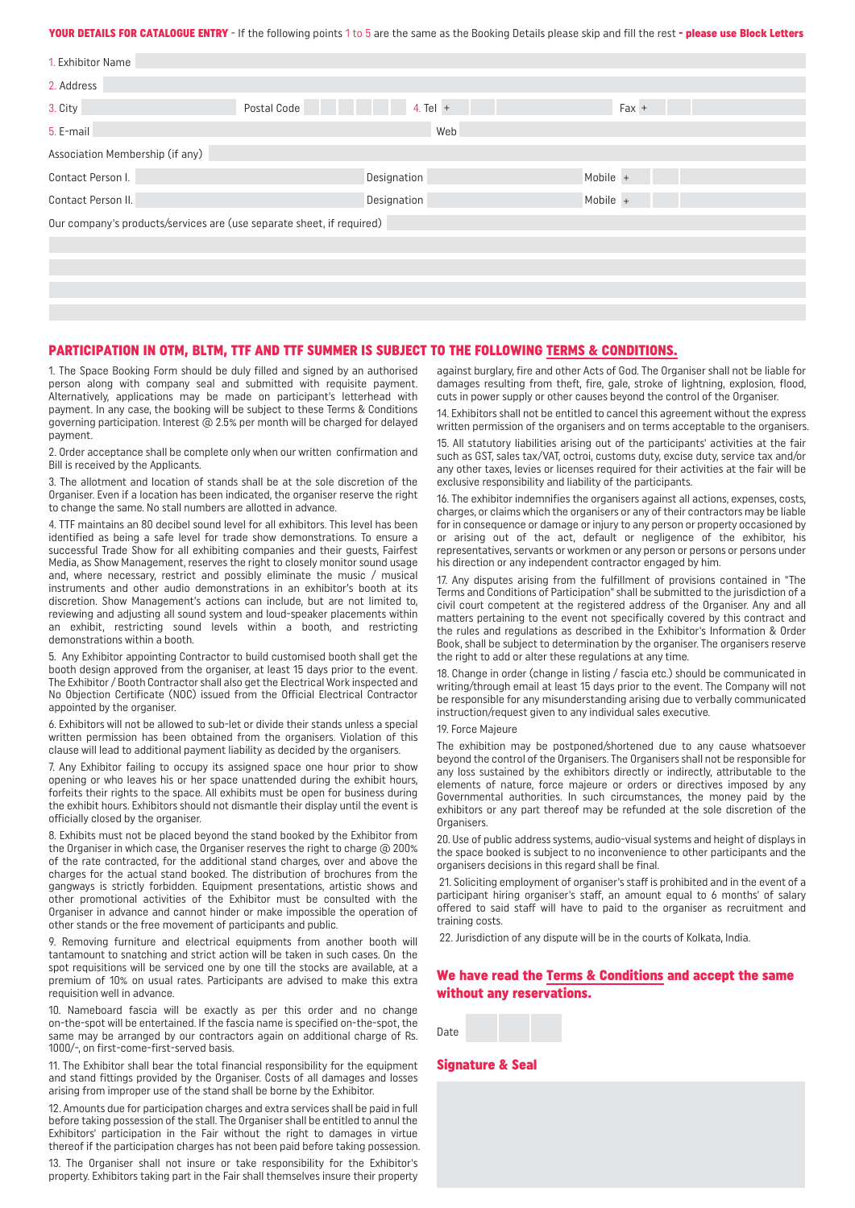**YOUR DETAILS FOR CATALOGUE ENTRY** - If the following points 1 to 5 are the same as the Booking Details please skip and fill the rest **- please use Block Letters**

1. Exhibitor Name
2. Address
3. City &nbsp;&nbsp;&nbsp;&nbsp; Postal Code &nbsp;&nbsp;&nbsp;&nbsp; 4. Tel + &nbsp;&nbsp;&nbsp;&nbsp; Fax +
5. E-mail &nbsp;&nbsp;&nbsp;&nbsp; Web

Association Membership (if any)

Contact Person I. &nbsp;&nbsp;&nbsp;&nbsp; Designation &nbsp;&nbsp;&nbsp;&nbsp; Mobile +

Contact Person II. &nbsp;&nbsp;&nbsp;&nbsp; Designation &nbsp;&nbsp;&nbsp;&nbsp; Mobile +

Our company's products/services are (use separate sheet, if required)

## PARTICIPATION IN OTM, BLTM, TTF AND TTF SUMMER IS SUBJECT TO THE FOLLOWING TERMS & CONDITIONS.

1. The Space Booking Form should be duly filled and signed by an authorised person along with company seal and submitted with requisite payment. Alternatively, applications may be made on participant's letterhead with payment. In any case, the booking will be subject to these Terms & Conditions governing participation. Interest @ 2.5% per month will be charged for delayed payment.

2. Order acceptance shall be complete only when our written confirmation and Bill is received by the Applicants.

3. The allotment and location of stands shall be at the sole discretion of the Organiser. Even if a location has been indicated, the organiser reserve the right to change the same. No stall numbers are allotted in advance.

4. TTF maintains an 80 decibel sound level for all exhibitors. This level has been identified as being a safe level for trade show demonstrations. To ensure a successful Trade Show for all exhibiting companies and their guests, Fairfest Media, as Show Management, reserves the right to closely monitor sound usage and, where necessary, restrict and possibly eliminate the music / musical instruments and other audio demonstrations in an exhibitor's booth at its discretion. Show Management's actions can include, but are not limited to, reviewing and adjusting all sound system and loud-speaker placements within an exhibit, restricting sound levels within a booth, and restricting demonstrations within a booth.

5. Any Exhibitor appointing Contractor to build customised booth shall get the booth design approved from the organiser, at least 15 days prior to the event. The Exhibitor / Booth Contractor shall also get the Electrical Work inspected and No Objection Certificate (NOC) issued from the Official Electrical Contractor appointed by the organiser.

6. Exhibitors will not be allowed to sub-let or divide their stands unless a special written permission has been obtained from the organisers. Violation of this clause will lead to additional payment liability as decided by the organisers.

7. Any Exhibitor failing to occupy its assigned space one hour prior to show opening or who leaves his or her space unattended during the exhibit hours, forfeits their rights to the space. All exhibits must be open for business during the exhibit hours. Exhibitors should not dismantle their display until the event is officially closed by the organiser.

8. Exhibits must not be placed beyond the stand booked by the Exhibitor from the Organiser in which case, the Organiser reserves the right to charge @ 200% of the rate contracted, for the additional stand charges, over and above the charges for the actual stand booked. The distribution of brochures from the gangways is strictly forbidden. Equipment presentations, artistic shows and other promotional activities of the Exhibitor must be consulted with the Organiser in advance and cannot hinder or make impossible the operation of other stands or the free movement of participants and public.

9. Removing furniture and electrical equipments from another booth will tantamount to snatching and strict action will be taken in such cases. On the spot requisitions will be serviced one by one till the stocks are available, at a premium of 10% on usual rates. Participants are advised to make this extra requisition well in advance.

10. Nameboard fascia will be exactly as per this order and no change on-the-spot will be entertained. If the fascia name is specified on-the-spot, the same may be arranged by our contractors again on additional charge of Rs. 1000/-, on first-come-first-served basis.

11. The Exhibitor shall bear the total financial responsibility for the equipment and stand fittings provided by the Organiser. Costs of all damages and losses arising from improper use of the stand shall be borne by the Exhibitor.

12. Amounts due for participation charges and extra services shall be paid in full before taking possession of the stall. The Organiser shall be entitled to annul the Exhibitors' participation in the Fair without the right to damages in virtue thereof if the participation charges has not been paid before taking possession.

13. The Organiser shall not insure or take responsibility for the Exhibitor's property. Exhibitors taking part in the Fair shall themselves insure their property against burglary, fire and other Acts of God. The Organiser shall not be liable for damages resulting from theft, fire, gale, stroke of lightning, explosion, flood, cuts in power supply or other causes beyond the control of the Organiser.

14. Exhibitors shall not be entitled to cancel this agreement without the express written permission of the organisers and on terms acceptable to the organisers.

15. All statutory liabilities arising out of the participants' activities at the fair such as GST, sales tax/VAT, octroi, customs duty, excise duty, service tax and/or any other taxes, levies or licenses required for their activities at the fair will be exclusive responsibility and liability of the participants.

16. The exhibitor indemnifies the organisers against all actions, expenses, costs, charges, or claims which the organisers or any of their contractors may be liable for in consequence or damage or injury to any person or property occasioned by or arising out of the act, default or negligence of the exhibitor, his representatives, servants or workmen or any person or persons or persons under his direction or any independent contractor engaged by him.

17. Any disputes arising from the fulfillment of provisions contained in "The Terms and Conditions of Participation" shall be submitted to the jurisdiction of a civil court competent at the registered address of the Organiser. Any and all matters pertaining to the event not specifically covered by this contract and the rules and regulations as described in the Exhibitor's Information & Order Book, shall be subject to determination by the organiser. The organisers reserve the right to add or alter these regulations at any time.

18. Change in order (change in listing / fascia etc.) should be communicated in writing/through email at least 15 days prior to the event. The Company will not be responsible for any misunderstanding arising due to verbally communicated instruction/request given to any individual sales executive.

19. Force Majeure

The exhibition may be postponed/shortened due to any cause whatsoever beyond the control of the Organisers. The Organisers shall not be responsible for any loss sustained by the exhibitors directly or indirectly, attributable to the elements of nature, force majeure or orders or directives imposed by any Governmental authorities. In such circumstances, the money paid by the exhibitors or any part thereof may be refunded at the sole discretion of the Organisers.

20. Use of public address systems, audio-visual systems and height of displays in the space booked is subject to no inconvenience to other participants and the organisers decisions in this regard shall be final.

21. Soliciting employment of organiser's staff is prohibited and in the event of a participant hiring organiser's staff, an amount equal to 6 months' of salary offered to said staff will have to paid to the organiser as recruitment and training costs.

22. Jurisdiction of any dispute will be in the courts of Kolkata, India.

### We have read the Terms & Conditions and accept the same without any reservations.

Date

### Signature & Seal